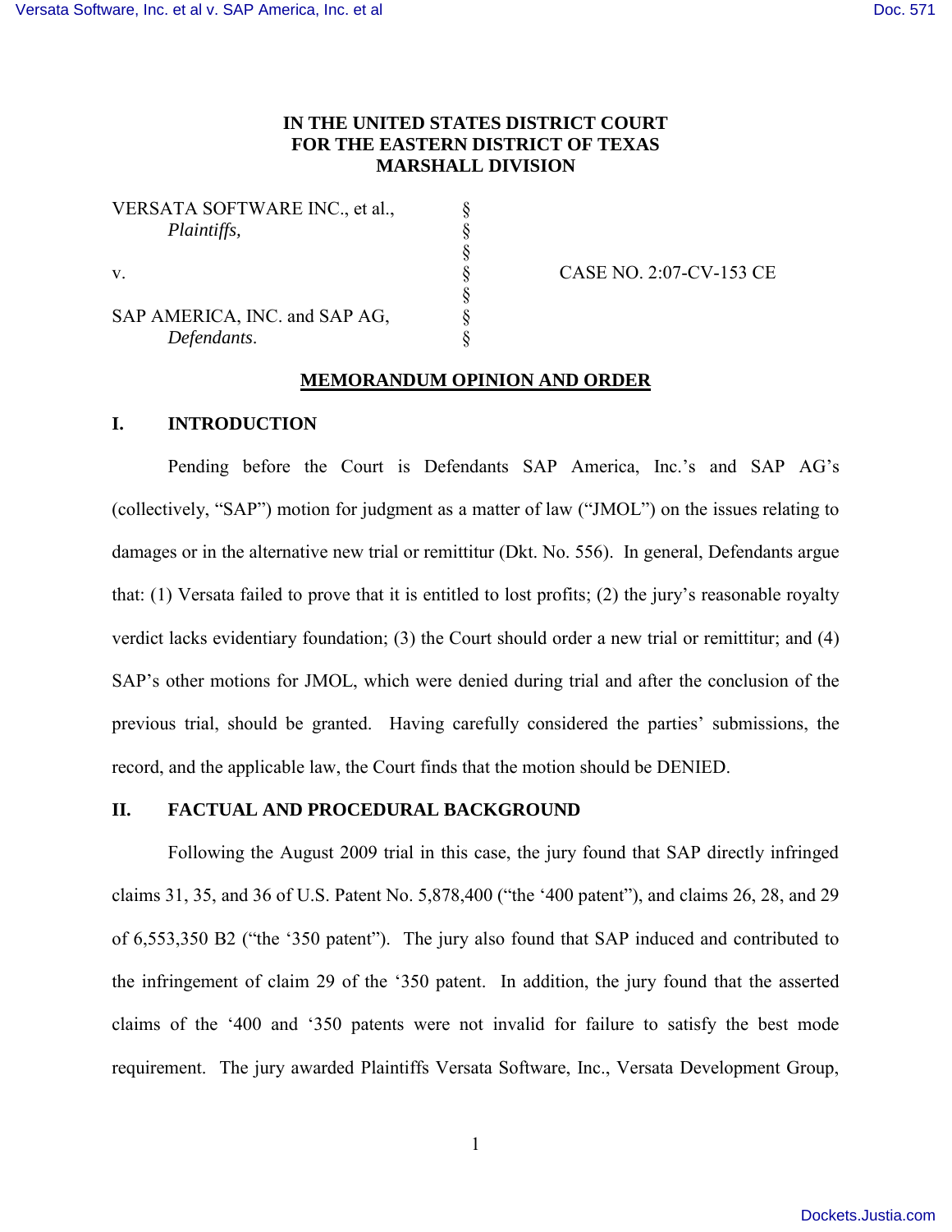**IN THE UNITED STATES DISTRICT COURT**
**FOR THE EASTERN DISTRICT OF TEXAS**
**MARSHALL DIVISION**

| | | |
|---|---|---|
| VERSATA SOFTWARE INC., et al., *Plaintiffs,* | § | |
| | § | |
| v. | § | CASE NO. 2:07-CV-153 CE |
| | § | |
| SAP AMERICA, INC. and SAP AG, *Defendants*. | § | |

**MEMORANDUM OPINION AND ORDER**

## I. INTRODUCTION

Pending before the Court is Defendants SAP America, Inc.'s and SAP AG's (collectively, "SAP") motion for judgment as a matter of law ("JMOL") on the issues relating to damages or in the alternative new trial or remittitur (Dkt. No. 556). In general, Defendants argue that: (1) Versata failed to prove that it is entitled to lost profits; (2) the jury's reasonable royalty verdict lacks evidentiary foundation; (3) the Court should order a new trial or remittitur; and (4) SAP's other motions for JMOL, which were denied during trial and after the conclusion of the previous trial, should be granted. Having carefully considered the parties' submissions, the record, and the applicable law, the Court finds that the motion should be DENIED.

## II. FACTUAL AND PROCEDURAL BACKGROUND

Following the August 2009 trial in this case, the jury found that SAP directly infringed claims 31, 35, and 36 of U.S. Patent No. 5,878,400 ("the '400 patent"), and claims 26, 28, and 29 of 6,553,350 B2 ("the '350 patent"). The jury also found that SAP induced and contributed to the infringement of claim 29 of the '350 patent. In addition, the jury found that the asserted claims of the '400 and '350 patents were not invalid for failure to satisfy the best mode requirement. The jury awarded Plaintiffs Versata Software, Inc., Versata Development Group,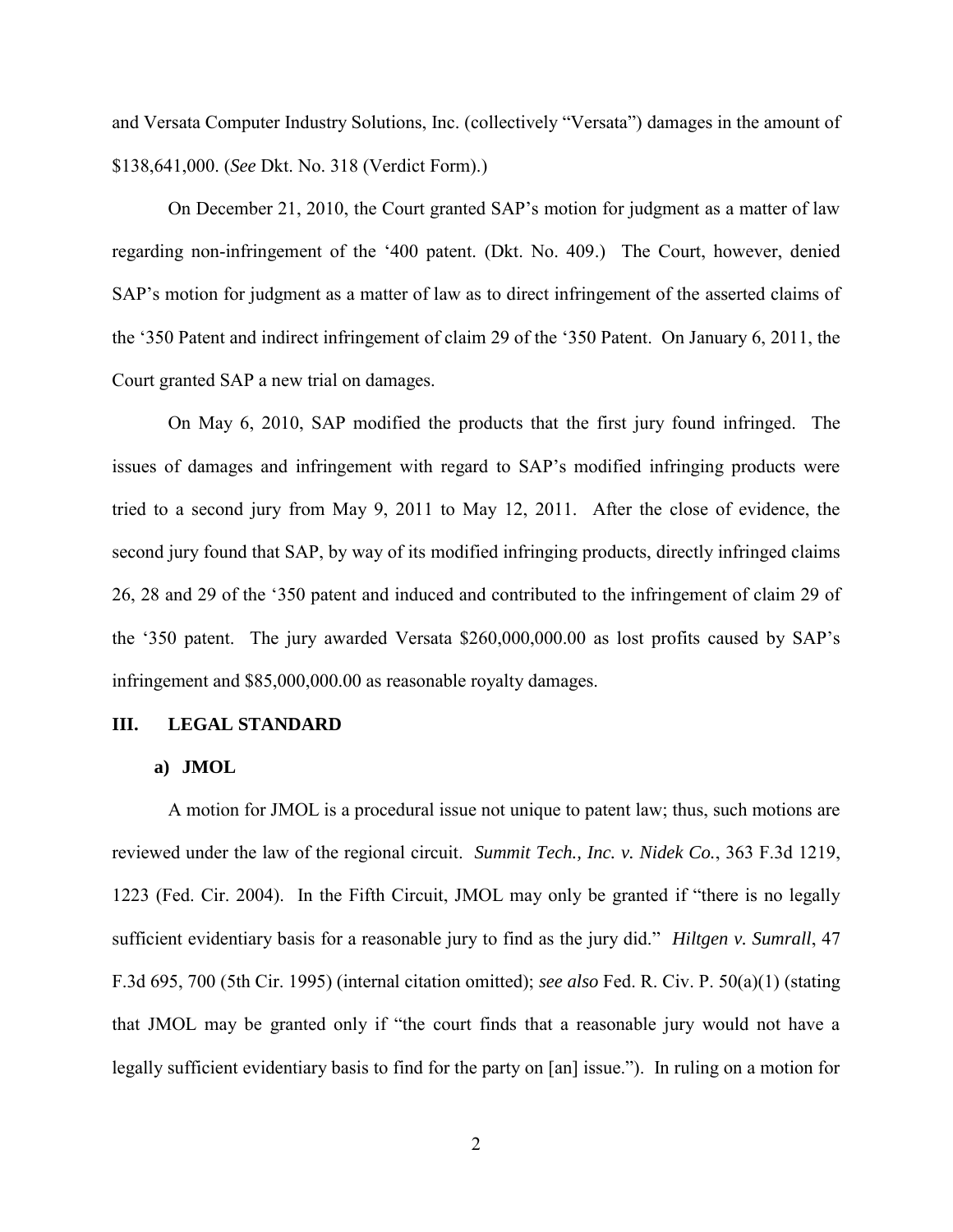and Versata Computer Industry Solutions, Inc. (collectively "Versata") damages in the amount of $138,641,000. (*See* Dkt. No. 318 (Verdict Form).)

On December 21, 2010, the Court granted SAP's motion for judgment as a matter of law regarding non-infringement of the '400 patent. (Dkt. No. 409.) The Court, however, denied SAP's motion for judgment as a matter of law as to direct infringement of the asserted claims of the '350 Patent and indirect infringement of claim 29 of the '350 Patent. On January 6, 2011, the Court granted SAP a new trial on damages.

On May 6, 2010, SAP modified the products that the first jury found infringed. The issues of damages and infringement with regard to SAP's modified infringing products were tried to a second jury from May 9, 2011 to May 12, 2011. After the close of evidence, the second jury found that SAP, by way of its modified infringing products, directly infringed claims 26, 28 and 29 of the '350 patent and induced and contributed to the infringement of claim 29 of the '350 patent. The jury awarded Versata $260,000,000.00 as lost profits caused by SAP's infringement and $85,000,000.00 as reasonable royalty damages.

## III. LEGAL STANDARD

### a) JMOL

A motion for JMOL is a procedural issue not unique to patent law; thus, such motions are reviewed under the law of the regional circuit. *Summit Tech., Inc. v. Nidek Co.*, 363 F.3d 1219, 1223 (Fed. Cir. 2004). In the Fifth Circuit, JMOL may only be granted if "there is no legally sufficient evidentiary basis for a reasonable jury to find as the jury did." *Hiltgen v. Sumrall*, 47 F.3d 695, 700 (5th Cir. 1995) (internal citation omitted); *see also* Fed. R. Civ. P. 50(a)(1) (stating that JMOL may be granted only if "the court finds that a reasonable jury would not have a legally sufficient evidentiary basis to find for the party on [an] issue."). In ruling on a motion for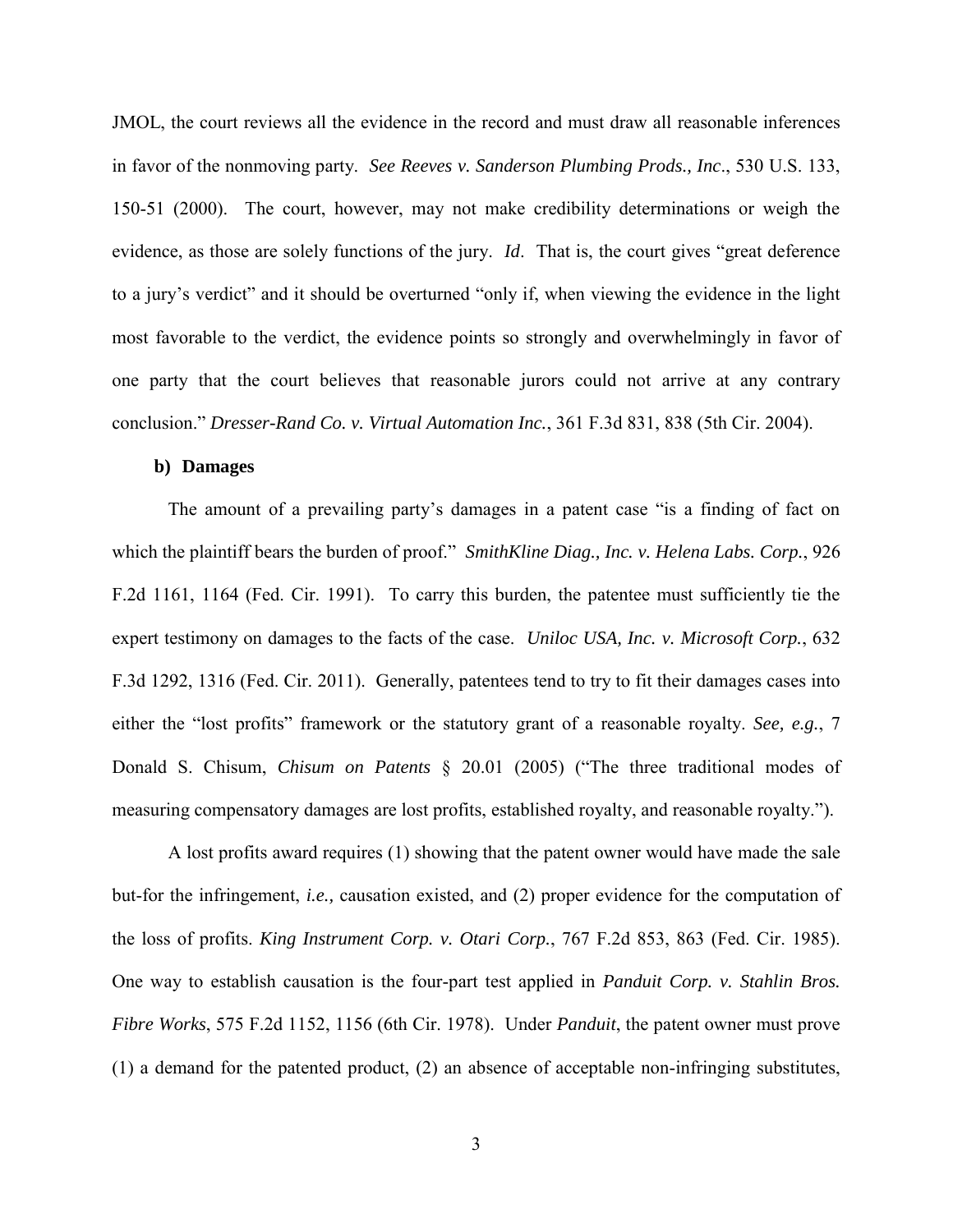JMOL, the court reviews all the evidence in the record and must draw all reasonable inferences in favor of the nonmoving party. *See Reeves v. Sanderson Plumbing Prods., Inc*., 530 U.S. 133, 150-51 (2000). The court, however, may not make credibility determinations or weigh the evidence, as those are solely functions of the jury. *Id*. That is, the court gives "great deference to a jury's verdict" and it should be overturned "only if, when viewing the evidence in the light most favorable to the verdict, the evidence points so strongly and overwhelmingly in favor of one party that the court believes that reasonable jurors could not arrive at any contrary conclusion." *Dresser-Rand Co. v. Virtual Automation Inc.*, 361 F.3d 831, 838 (5th Cir. 2004).

**b) Damages**

The amount of a prevailing party's damages in a patent case "is a finding of fact on which the plaintiff bears the burden of proof." *SmithKline Diag., Inc. v. Helena Labs. Corp.*, 926 F.2d 1161, 1164 (Fed. Cir. 1991). To carry this burden, the patentee must sufficiently tie the expert testimony on damages to the facts of the case. *Uniloc USA, Inc. v. Microsoft Corp.*, 632 F.3d 1292, 1316 (Fed. Cir. 2011). Generally, patentees tend to try to fit their damages cases into either the "lost profits" framework or the statutory grant of a reasonable royalty. *See, e.g.*, 7 Donald S. Chisum, *Chisum on Patents* § 20.01 (2005) ("The three traditional modes of measuring compensatory damages are lost profits, established royalty, and reasonable royalty.").

A lost profits award requires (1) showing that the patent owner would have made the sale but-for the infringement, *i.e.,* causation existed, and (2) proper evidence for the computation of the loss of profits. *King Instrument Corp. v. Otari Corp.*, 767 F.2d 853, 863 (Fed. Cir. 1985). One way to establish causation is the four-part test applied in *Panduit Corp. v. Stahlin Bros. Fibre Works*, 575 F.2d 1152, 1156 (6th Cir. 1978). Under *Panduit*, the patent owner must prove (1) a demand for the patented product, (2) an absence of acceptable non-infringing substitutes,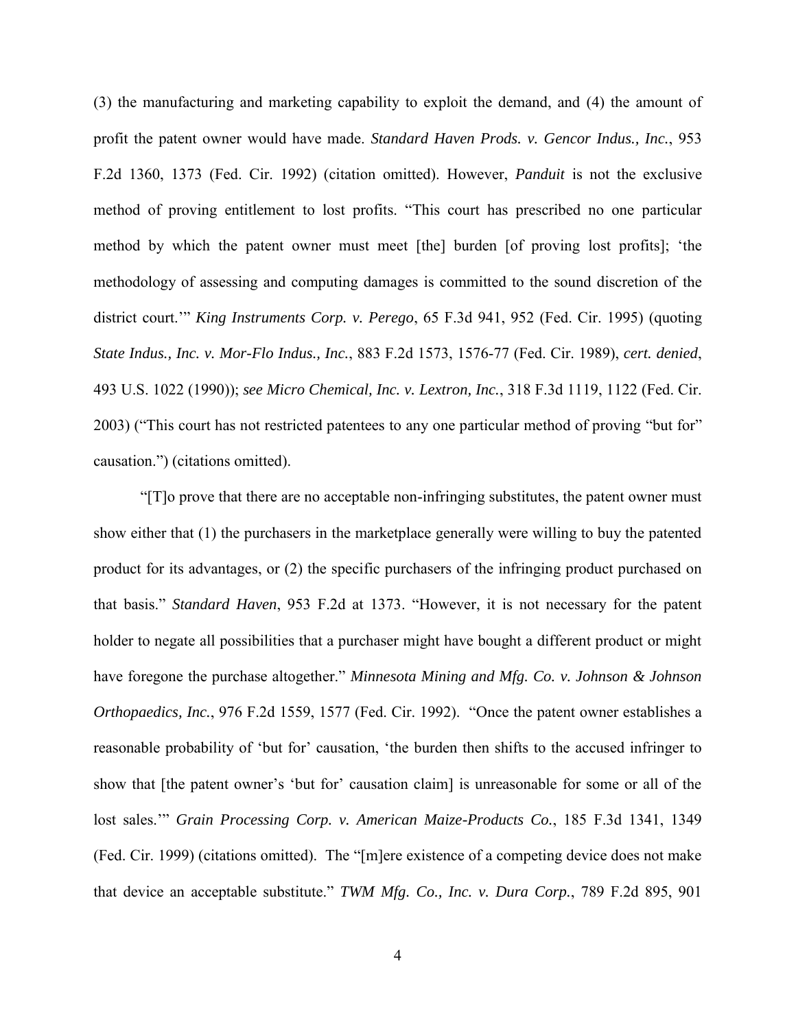(3) the manufacturing and marketing capability to exploit the demand, and (4) the amount of profit the patent owner would have made. *Standard Haven Prods. v. Gencor Indus., Inc.*, 953 F.2d 1360, 1373 (Fed. Cir. 1992) (citation omitted). However, *Panduit* is not the exclusive method of proving entitlement to lost profits. "This court has prescribed no one particular method by which the patent owner must meet [the] burden [of proving lost profits]; 'the methodology of assessing and computing damages is committed to the sound discretion of the district court.'" *King Instruments Corp. v. Perego*, 65 F.3d 941, 952 (Fed. Cir. 1995) (quoting *State Indus., Inc. v. Mor-Flo Indus., Inc.*, 883 F.2d 1573, 1576-77 (Fed. Cir. 1989), *cert. denied*, 493 U.S. 1022 (1990)); *see Micro Chemical, Inc. v. Lextron, Inc.*, 318 F.3d 1119, 1122 (Fed. Cir. 2003) ("This court has not restricted patentees to any one particular method of proving "but for" causation.") (citations omitted).

"[T]o prove that there are no acceptable non-infringing substitutes, the patent owner must show either that (1) the purchasers in the marketplace generally were willing to buy the patented product for its advantages, or (2) the specific purchasers of the infringing product purchased on that basis." *Standard Haven*, 953 F.2d at 1373. "However, it is not necessary for the patent holder to negate all possibilities that a purchaser might have bought a different product or might have foregone the purchase altogether." *Minnesota Mining and Mfg. Co. v. Johnson & Johnson Orthopaedics, Inc.*, 976 F.2d 1559, 1577 (Fed. Cir. 1992). "Once the patent owner establishes a reasonable probability of 'but for' causation, 'the burden then shifts to the accused infringer to show that [the patent owner's 'but for' causation claim] is unreasonable for some or all of the lost sales.'" *Grain Processing Corp. v. American Maize-Products Co.*, 185 F.3d 1341, 1349 (Fed. Cir. 1999) (citations omitted). The "[m]ere existence of a competing device does not make that device an acceptable substitute." *TWM Mfg. Co., Inc. v. Dura Corp.*, 789 F.2d 895, 901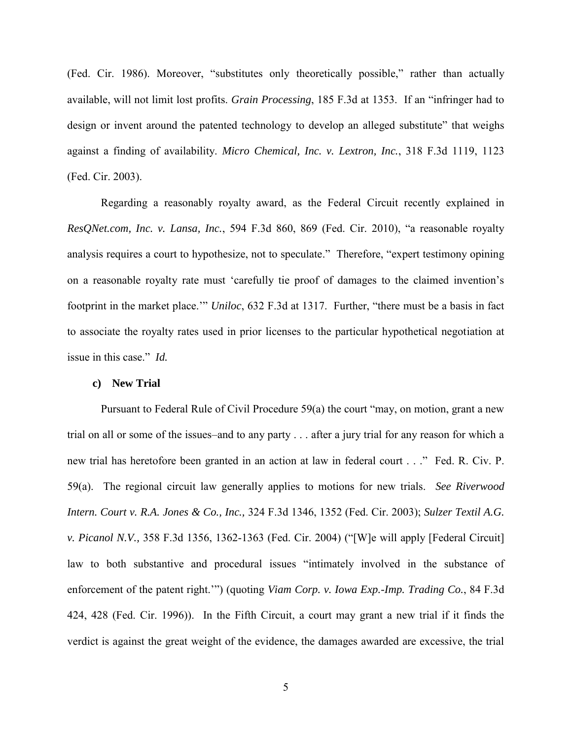(Fed. Cir. 1986). Moreover, "substitutes only theoretically possible," rather than actually available, will not limit lost profits. *Grain Processing*, 185 F.3d at 1353. If an "infringer had to design or invent around the patented technology to develop an alleged substitute" that weighs against a finding of availability. *Micro Chemical, Inc. v. Lextron, Inc.*, 318 F.3d 1119, 1123 (Fed. Cir. 2003).

Regarding a reasonably royalty award, as the Federal Circuit recently explained in *ResQNet.com, Inc. v. Lansa, Inc.*, 594 F.3d 860, 869 (Fed. Cir. 2010), "a reasonable royalty analysis requires a court to hypothesize, not to speculate." Therefore, "expert testimony opining on a reasonable royalty rate must 'carefully tie proof of damages to the claimed invention's footprint in the market place.'" *Uniloc*, 632 F.3d at 1317. Further, "there must be a basis in fact to associate the royalty rates used in prior licenses to the particular hypothetical negotiation at issue in this case." *Id.*

**c) New Trial**

Pursuant to Federal Rule of Civil Procedure 59(a) the court "may, on motion, grant a new trial on all or some of the issues–and to any party . . . after a jury trial for any reason for which a new trial has heretofore been granted in an action at law in federal court . . ." Fed. R. Civ. P. 59(a). The regional circuit law generally applies to motions for new trials. *See Riverwood Intern. Court v. R.A. Jones & Co., Inc.,* 324 F.3d 1346, 1352 (Fed. Cir. 2003); *Sulzer Textil A.G. v. Picanol N.V.,* 358 F.3d 1356, 1362-1363 (Fed. Cir. 2004) ("[W]e will apply [Federal Circuit] law to both substantive and procedural issues "intimately involved in the substance of enforcement of the patent right.'") (quoting *Viam Corp. v. Iowa Exp.-Imp. Trading Co.*, 84 F.3d 424, 428 (Fed. Cir. 1996)). In the Fifth Circuit, a court may grant a new trial if it finds the verdict is against the great weight of the evidence, the damages awarded are excessive, the trial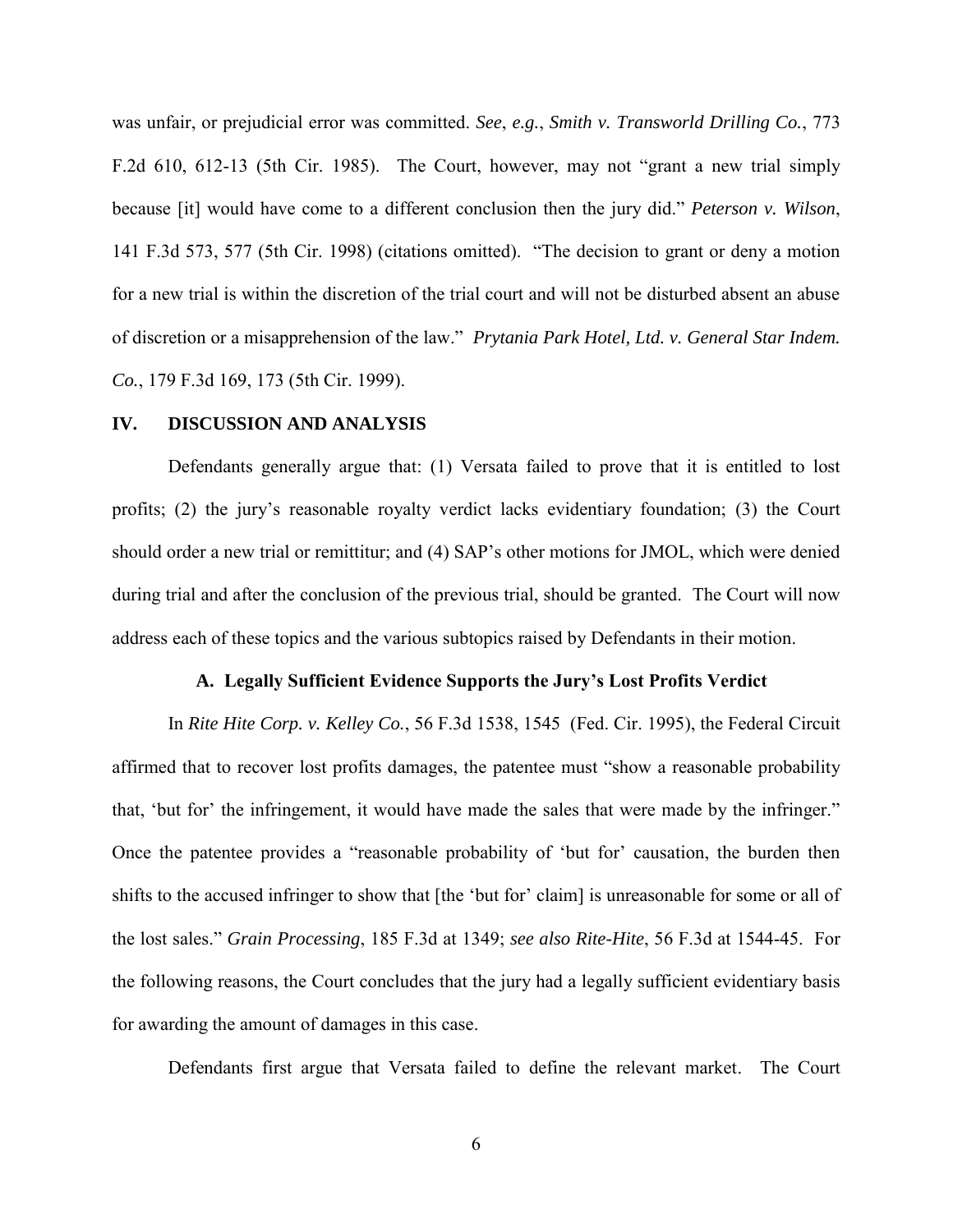was unfair, or prejudicial error was committed. *See*, *e.g.*, *Smith v. Transworld Drilling Co.*, 773 F.2d 610, 612-13 (5th Cir. 1985). The Court, however, may not "grant a new trial simply because [it] would have come to a different conclusion then the jury did." *Peterson v. Wilson*, 141 F.3d 573, 577 (5th Cir. 1998) (citations omitted). "The decision to grant or deny a motion for a new trial is within the discretion of the trial court and will not be disturbed absent an abuse of discretion or a misapprehension of the law." *Prytania Park Hotel, Ltd. v. General Star Indem. Co.*, 179 F.3d 169, 173 (5th Cir. 1999).

## IV. DISCUSSION AND ANALYSIS

Defendants generally argue that: (1) Versata failed to prove that it is entitled to lost profits; (2) the jury's reasonable royalty verdict lacks evidentiary foundation; (3) the Court should order a new trial or remittitur; and (4) SAP's other motions for JMOL, which were denied during trial and after the conclusion of the previous trial, should be granted. The Court will now address each of these topics and the various subtopics raised by Defendants in their motion.

### A. Legally Sufficient Evidence Supports the Jury's Lost Profits Verdict

In *Rite Hite Corp. v. Kelley Co.*, 56 F.3d 1538, 1545 (Fed. Cir. 1995), the Federal Circuit affirmed that to recover lost profits damages, the patentee must "show a reasonable probability that, 'but for' the infringement, it would have made the sales that were made by the infringer." Once the patentee provides a "reasonable probability of 'but for' causation, the burden then shifts to the accused infringer to show that [the 'but for' claim] is unreasonable for some or all of the lost sales." *Grain Processing*, 185 F.3d at 1349; *see also Rite-Hite*, 56 F.3d at 1544-45. For the following reasons, the Court concludes that the jury had a legally sufficient evidentiary basis for awarding the amount of damages in this case.

Defendants first argue that Versata failed to define the relevant market. The Court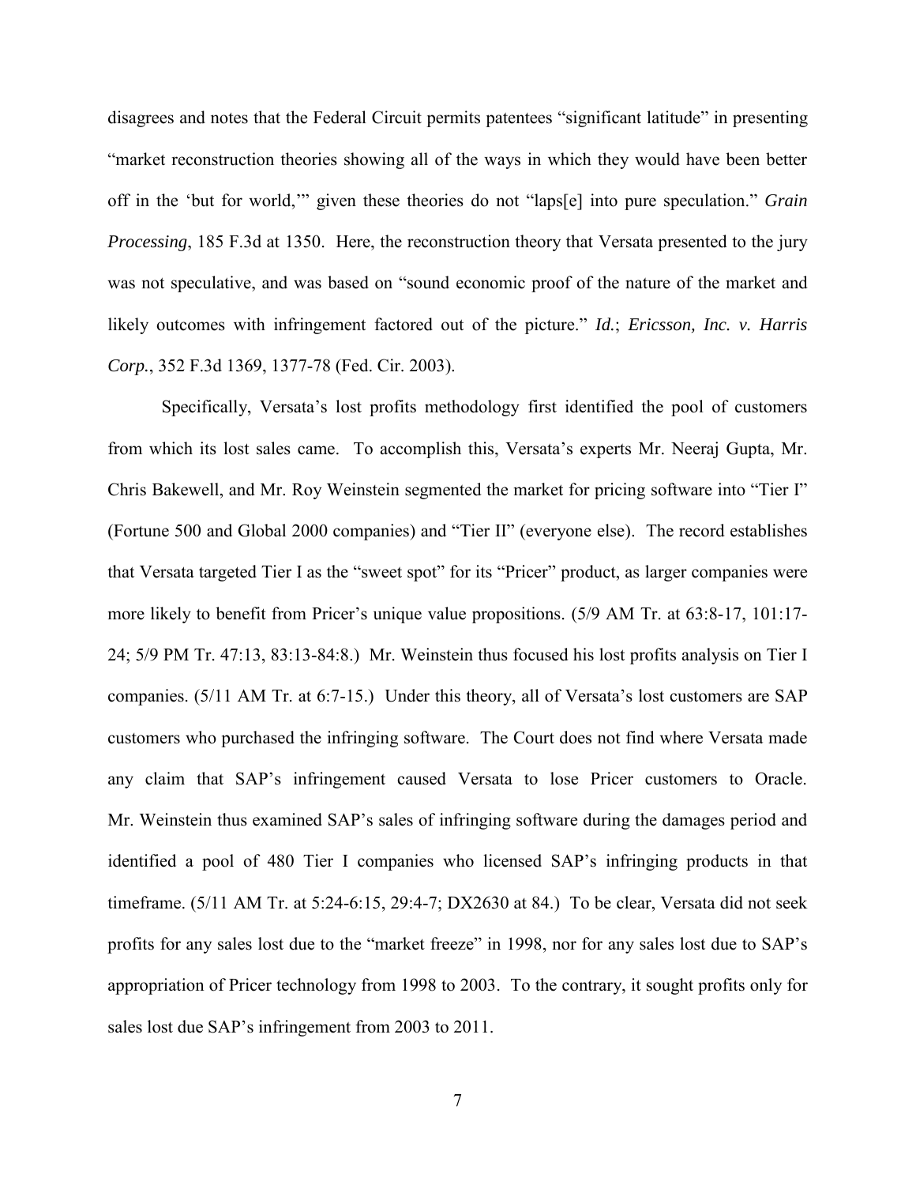disagrees and notes that the Federal Circuit permits patentees "significant latitude" in presenting "market reconstruction theories showing all of the ways in which they would have been better off in the 'but for world,'" given these theories do not "laps[e] into pure speculation." *Grain Processing*, 185 F.3d at 1350. Here, the reconstruction theory that Versata presented to the jury was not speculative, and was based on "sound economic proof of the nature of the market and likely outcomes with infringement factored out of the picture." *Id.*; *Ericsson, Inc. v. Harris Corp.*, 352 F.3d 1369, 1377-78 (Fed. Cir. 2003).

Specifically, Versata's lost profits methodology first identified the pool of customers from which its lost sales came. To accomplish this, Versata's experts Mr. Neeraj Gupta, Mr. Chris Bakewell, and Mr. Roy Weinstein segmented the market for pricing software into "Tier I" (Fortune 500 and Global 2000 companies) and "Tier II" (everyone else). The record establishes that Versata targeted Tier I as the "sweet spot" for its "Pricer" product, as larger companies were more likely to benefit from Pricer's unique value propositions. (5/9 AM Tr. at 63:8-17, 101:17-24; 5/9 PM Tr. 47:13, 83:13-84:8.) Mr. Weinstein thus focused his lost profits analysis on Tier I companies. (5/11 AM Tr. at 6:7-15.) Under this theory, all of Versata's lost customers are SAP customers who purchased the infringing software. The Court does not find where Versata made any claim that SAP's infringement caused Versata to lose Pricer customers to Oracle. Mr. Weinstein thus examined SAP's sales of infringing software during the damages period and identified a pool of 480 Tier I companies who licensed SAP's infringing products in that timeframe. (5/11 AM Tr. at 5:24-6:15, 29:4-7; DX2630 at 84.) To be clear, Versata did not seek profits for any sales lost due to the "market freeze" in 1998, nor for any sales lost due to SAP's appropriation of Pricer technology from 1998 to 2003. To the contrary, it sought profits only for sales lost due SAP's infringement from 2003 to 2011.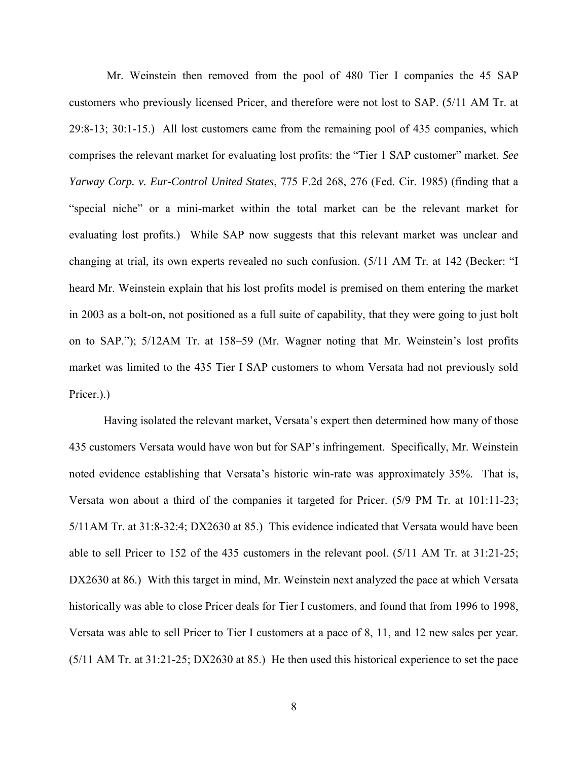Mr. Weinstein then removed from the pool of 480 Tier I companies the 45 SAP customers who previously licensed Pricer, and therefore were not lost to SAP. (5/11 AM Tr. at 29:8-13; 30:1-15.) All lost customers came from the remaining pool of 435 companies, which comprises the relevant market for evaluating lost profits: the "Tier 1 SAP customer" market. *See Yarway Corp. v. Eur-Control United States*, 775 F.2d 268, 276 (Fed. Cir. 1985) (finding that a "special niche" or a mini-market within the total market can be the relevant market for evaluating lost profits.) While SAP now suggests that this relevant market was unclear and changing at trial, its own experts revealed no such confusion. (5/11 AM Tr. at 142 (Becker: "I heard Mr. Weinstein explain that his lost profits model is premised on them entering the market in 2003 as a bolt-on, not positioned as a full suite of capability, that they were going to just bolt on to SAP."); 5/12AM Tr. at 158–59 (Mr. Wagner noting that Mr. Weinstein's lost profits market was limited to the 435 Tier I SAP customers to whom Versata had not previously sold Pricer.).)

Having isolated the relevant market, Versata's expert then determined how many of those 435 customers Versata would have won but for SAP's infringement. Specifically, Mr. Weinstein noted evidence establishing that Versata's historic win-rate was approximately 35%. That is, Versata won about a third of the companies it targeted for Pricer. (5/9 PM Tr. at 101:11-23; 5/11AM Tr. at 31:8-32:4; DX2630 at 85.) This evidence indicated that Versata would have been able to sell Pricer to 152 of the 435 customers in the relevant pool. (5/11 AM Tr. at 31:21-25; DX2630 at 86.) With this target in mind, Mr. Weinstein next analyzed the pace at which Versata historically was able to close Pricer deals for Tier I customers, and found that from 1996 to 1998, Versata was able to sell Pricer to Tier I customers at a pace of 8, 11, and 12 new sales per year. (5/11 AM Tr. at 31:21-25; DX2630 at 85.) He then used this historical experience to set the pace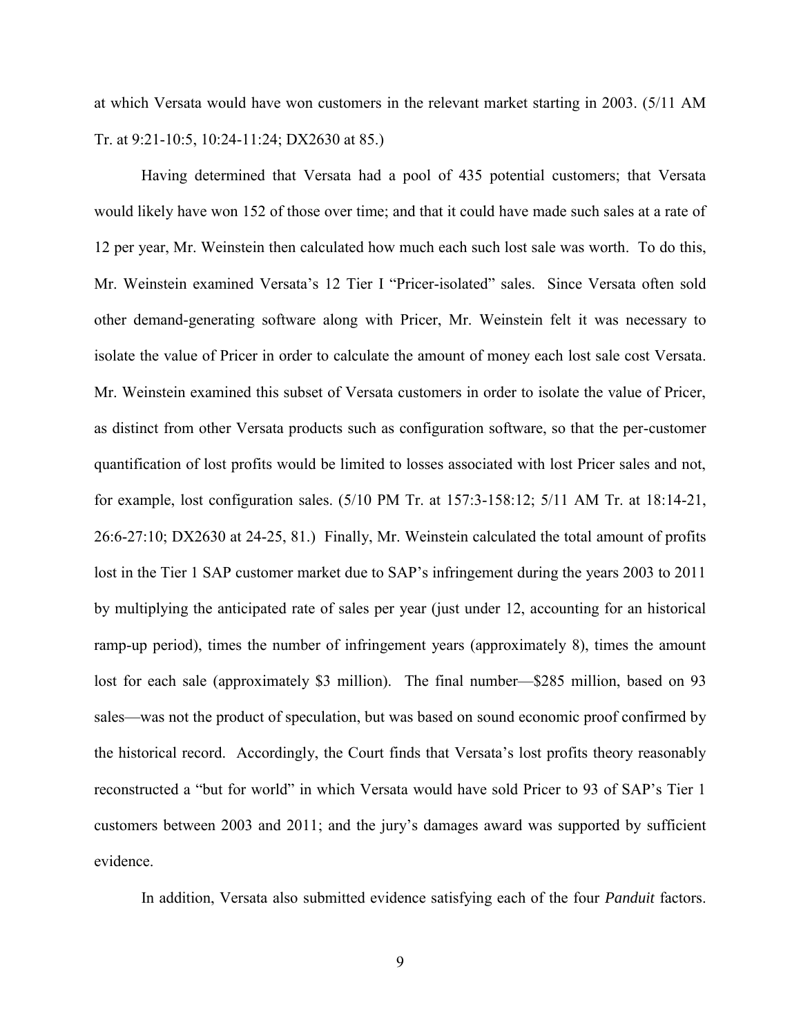at which Versata would have won customers in the relevant market starting in 2003. (5/11 AM Tr. at 9:21-10:5, 10:24-11:24; DX2630 at 85.)

Having determined that Versata had a pool of 435 potential customers; that Versata would likely have won 152 of those over time; and that it could have made such sales at a rate of 12 per year, Mr. Weinstein then calculated how much each such lost sale was worth. To do this, Mr. Weinstein examined Versata's 12 Tier I "Pricer-isolated" sales. Since Versata often sold other demand-generating software along with Pricer, Mr. Weinstein felt it was necessary to isolate the value of Pricer in order to calculate the amount of money each lost sale cost Versata. Mr. Weinstein examined this subset of Versata customers in order to isolate the value of Pricer, as distinct from other Versata products such as configuration software, so that the per-customer quantification of lost profits would be limited to losses associated with lost Pricer sales and not, for example, lost configuration sales. (5/10 PM Tr. at 157:3-158:12; 5/11 AM Tr. at 18:14-21, 26:6-27:10; DX2630 at 24-25, 81.) Finally, Mr. Weinstein calculated the total amount of profits lost in the Tier 1 SAP customer market due to SAP's infringement during the years 2003 to 2011 by multiplying the anticipated rate of sales per year (just under 12, accounting for an historical ramp-up period), times the number of infringement years (approximately 8), times the amount lost for each sale (approximately $3 million). The final number—$285 million, based on 93 sales—was not the product of speculation, but was based on sound economic proof confirmed by the historical record. Accordingly, the Court finds that Versata's lost profits theory reasonably reconstructed a "but for world" in which Versata would have sold Pricer to 93 of SAP's Tier 1 customers between 2003 and 2011; and the jury's damages award was supported by sufficient evidence.

In addition, Versata also submitted evidence satisfying each of the four *Panduit* factors.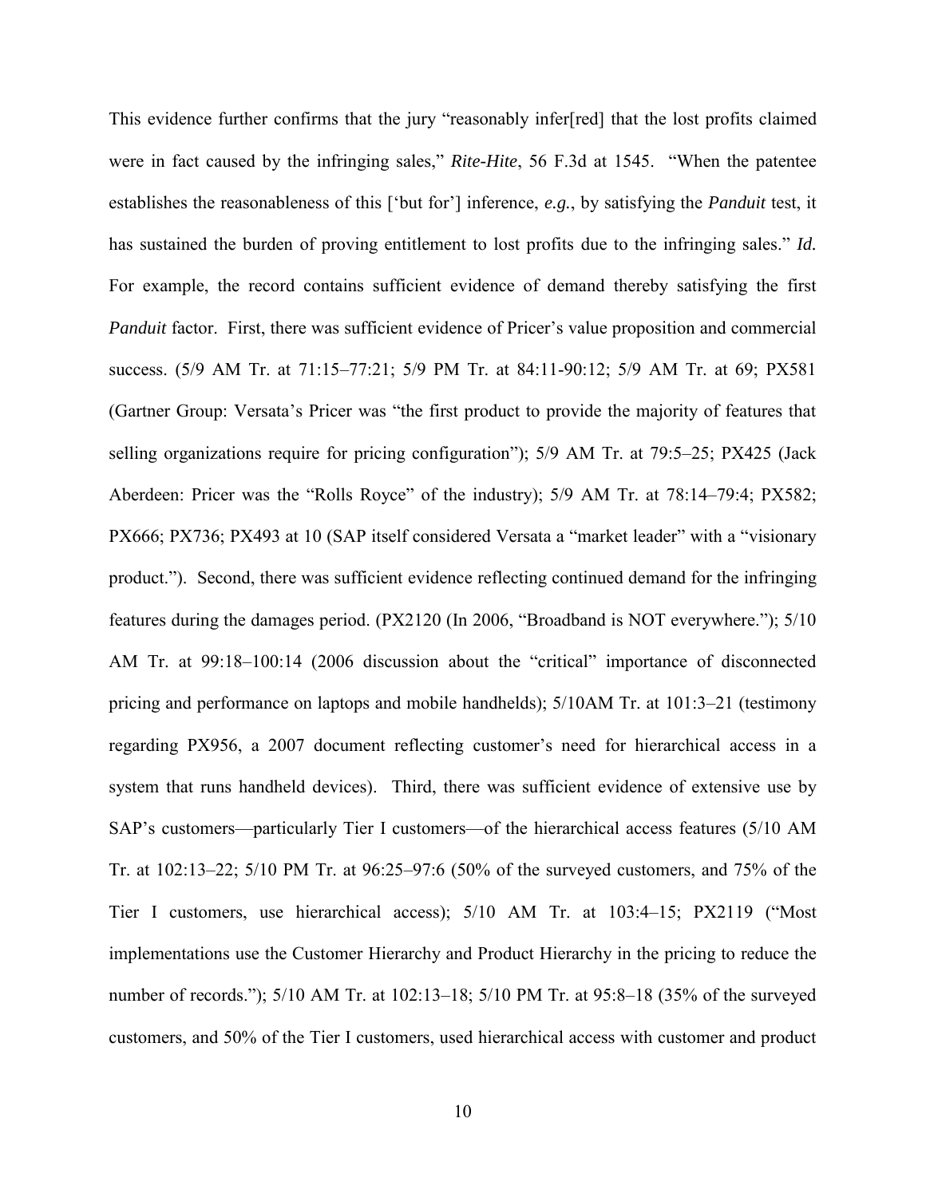This evidence further confirms that the jury "reasonably infer[red] that the lost profits claimed were in fact caused by the infringing sales," *Rite-Hite*, 56 F.3d at 1545. "When the patentee establishes the reasonableness of this ['but for'] inference, *e.g.*, by satisfying the *Panduit* test, it has sustained the burden of proving entitlement to lost profits due to the infringing sales." *Id.* For example, the record contains sufficient evidence of demand thereby satisfying the first *Panduit* factor. First, there was sufficient evidence of Pricer's value proposition and commercial success. (5/9 AM Tr. at 71:15–77:21; 5/9 PM Tr. at 84:11-90:12; 5/9 AM Tr. at 69; PX581 (Gartner Group: Versata's Pricer was "the first product to provide the majority of features that selling organizations require for pricing configuration"); 5/9 AM Tr. at 79:5–25; PX425 (Jack Aberdeen: Pricer was the "Rolls Royce" of the industry); 5/9 AM Tr. at 78:14–79:4; PX582; PX666; PX736; PX493 at 10 (SAP itself considered Versata a "market leader" with a "visionary product."). Second, there was sufficient evidence reflecting continued demand for the infringing features during the damages period. (PX2120 (In 2006, "Broadband is NOT everywhere."); 5/10 AM Tr. at 99:18–100:14 (2006 discussion about the "critical" importance of disconnected pricing and performance on laptops and mobile handhelds); 5/10AM Tr. at 101:3–21 (testimony regarding PX956, a 2007 document reflecting customer's need for hierarchical access in a system that runs handheld devices). Third, there was sufficient evidence of extensive use by SAP's customers—particularly Tier I customers—of the hierarchical access features (5/10 AM Tr. at 102:13–22; 5/10 PM Tr. at 96:25–97:6 (50% of the surveyed customers, and 75% of the Tier I customers, use hierarchical access); 5/10 AM Tr. at 103:4–15; PX2119 ("Most implementations use the Customer Hierarchy and Product Hierarchy in the pricing to reduce the number of records."); 5/10 AM Tr. at 102:13–18; 5/10 PM Tr. at 95:8–18 (35% of the surveyed customers, and 50% of the Tier I customers, used hierarchical access with customer and product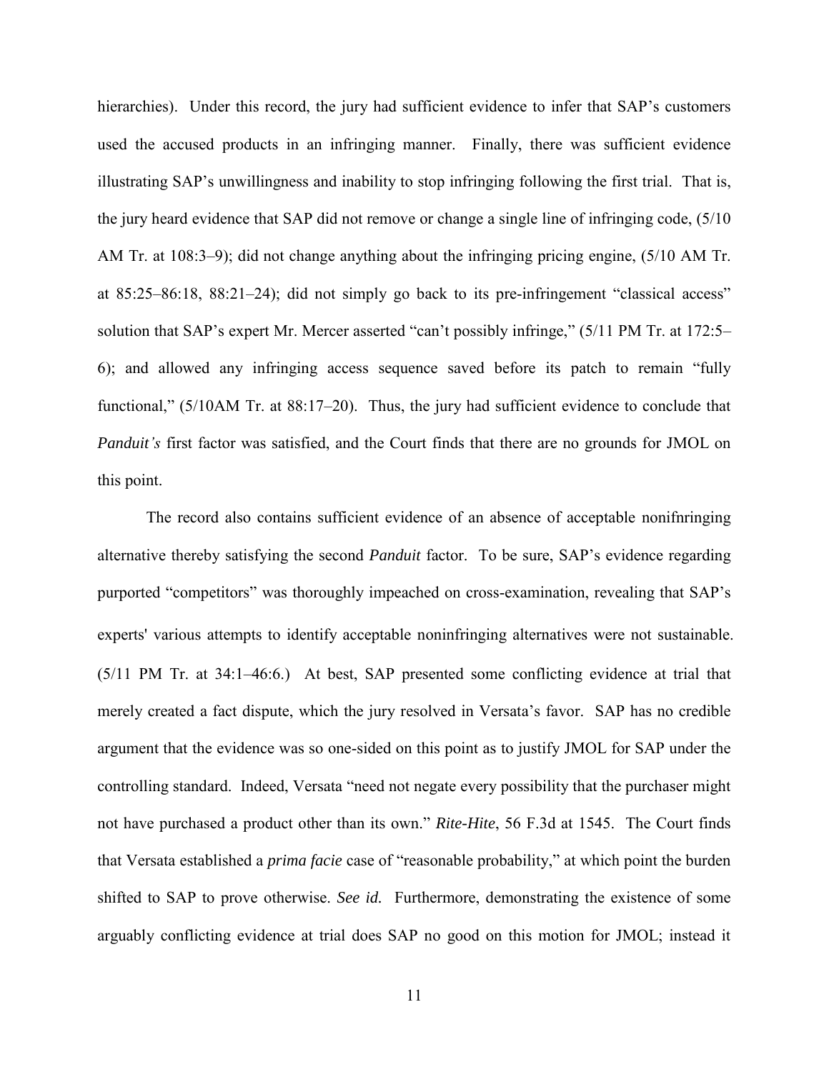hierarchies). Under this record, the jury had sufficient evidence to infer that SAP's customers used the accused products in an infringing manner. Finally, there was sufficient evidence illustrating SAP's unwillingness and inability to stop infringing following the first trial. That is, the jury heard evidence that SAP did not remove or change a single line of infringing code, (5/10 AM Tr. at 108:3–9); did not change anything about the infringing pricing engine, (5/10 AM Tr. at 85:25–86:18, 88:21–24); did not simply go back to its pre-infringement "classical access" solution that SAP's expert Mr. Mercer asserted "can't possibly infringe," (5/11 PM Tr. at 172:5–6); and allowed any infringing access sequence saved before its patch to remain "fully functional," (5/10AM Tr. at 88:17–20). Thus, the jury had sufficient evidence to conclude that *Panduit's* first factor was satisfied, and the Court finds that there are no grounds for JMOL on this point.

The record also contains sufficient evidence of an absence of acceptable nonifnringing alternative thereby satisfying the second *Panduit* factor. To be sure, SAP's evidence regarding purported "competitors" was thoroughly impeached on cross-examination, revealing that SAP's experts' various attempts to identify acceptable noninfringing alternatives were not sustainable. (5/11 PM Tr. at 34:1–46:6.) At best, SAP presented some conflicting evidence at trial that merely created a fact dispute, which the jury resolved in Versata's favor. SAP has no credible argument that the evidence was so one-sided on this point as to justify JMOL for SAP under the controlling standard. Indeed, Versata "need not negate every possibility that the purchaser might not have purchased a product other than its own." *Rite-Hite*, 56 F.3d at 1545. The Court finds that Versata established a *prima facie* case of "reasonable probability," at which point the burden shifted to SAP to prove otherwise. *See id.* Furthermore, demonstrating the existence of some arguably conflicting evidence at trial does SAP no good on this motion for JMOL; instead it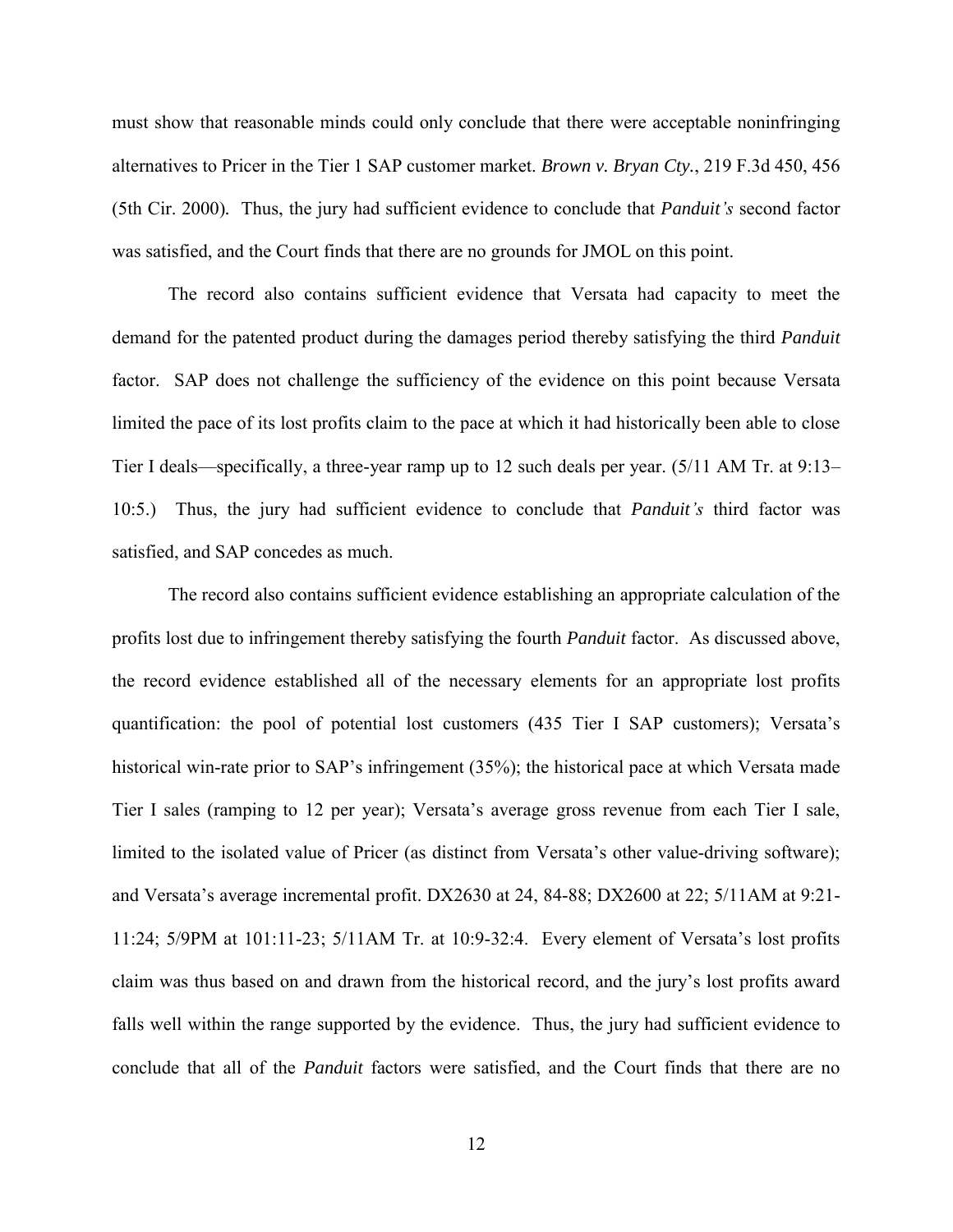must show that reasonable minds could only conclude that there were acceptable noninfringing alternatives to Pricer in the Tier 1 SAP customer market. *Brown v. Bryan Cty.*, 219 F.3d 450, 456 (5th Cir. 2000). Thus, the jury had sufficient evidence to conclude that *Panduit's* second factor was satisfied, and the Court finds that there are no grounds for JMOL on this point.

The record also contains sufficient evidence that Versata had capacity to meet the demand for the patented product during the damages period thereby satisfying the third *Panduit* factor. SAP does not challenge the sufficiency of the evidence on this point because Versata limited the pace of its lost profits claim to the pace at which it had historically been able to close Tier I deals—specifically, a three-year ramp up to 12 such deals per year. (5/11 AM Tr. at 9:13–10:5.) Thus, the jury had sufficient evidence to conclude that *Panduit's* third factor was satisfied, and SAP concedes as much.

The record also contains sufficient evidence establishing an appropriate calculation of the profits lost due to infringement thereby satisfying the fourth *Panduit* factor. As discussed above, the record evidence established all of the necessary elements for an appropriate lost profits quantification: the pool of potential lost customers (435 Tier I SAP customers); Versata's historical win-rate prior to SAP's infringement (35%); the historical pace at which Versata made Tier I sales (ramping to 12 per year); Versata's average gross revenue from each Tier I sale, limited to the isolated value of Pricer (as distinct from Versata's other value-driving software); and Versata's average incremental profit. DX2630 at 24, 84-88; DX2600 at 22; 5/11AM at 9:21-11:24; 5/9PM at 101:11-23; 5/11AM Tr. at 10:9-32:4. Every element of Versata's lost profits claim was thus based on and drawn from the historical record, and the jury's lost profits award falls well within the range supported by the evidence. Thus, the jury had sufficient evidence to conclude that all of the *Panduit* factors were satisfied, and the Court finds that there are no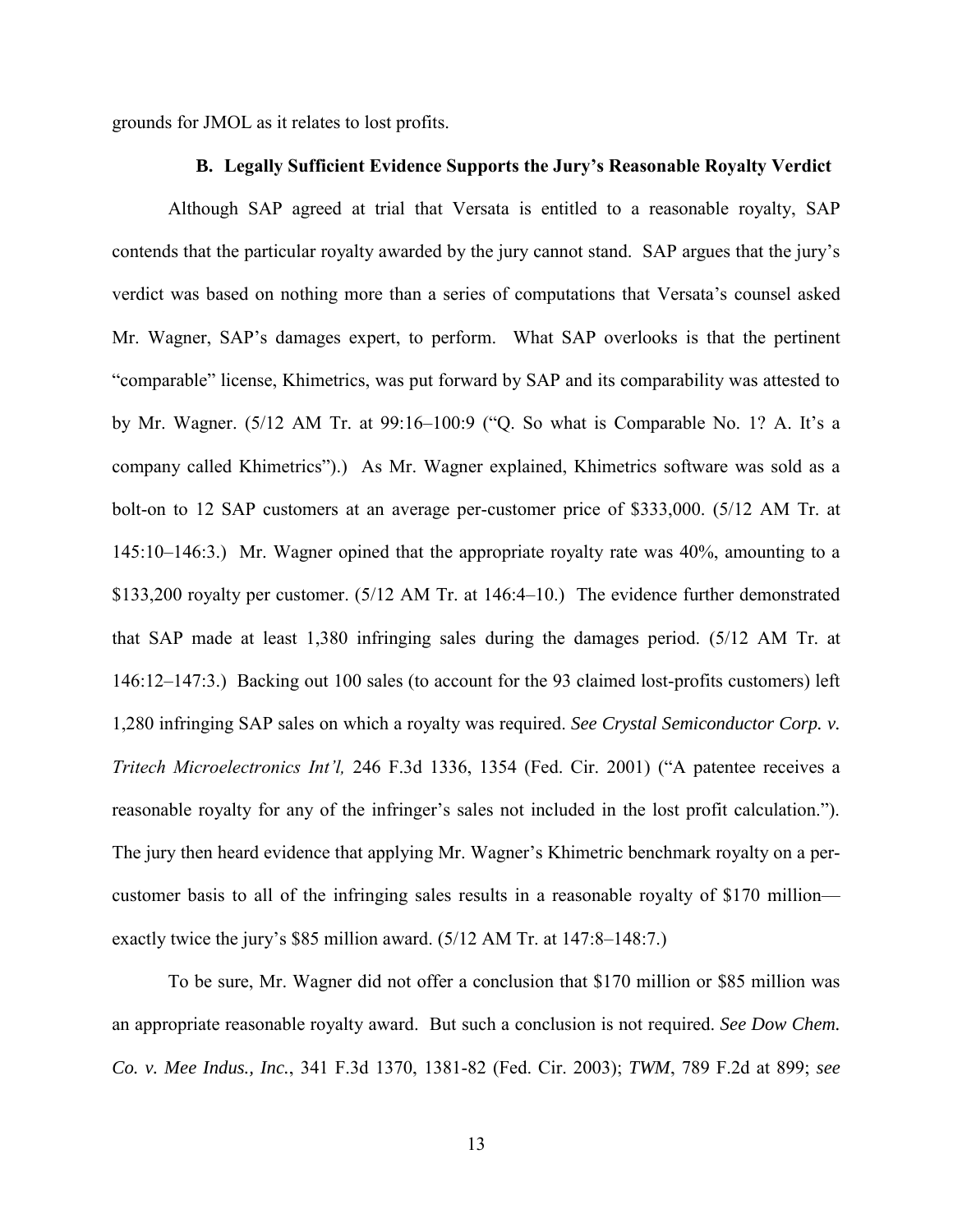grounds for JMOL as it relates to lost profits.

### B. Legally Sufficient Evidence Supports the Jury's Reasonable Royalty Verdict

Although SAP agreed at trial that Versata is entitled to a reasonable royalty, SAP contends that the particular royalty awarded by the jury cannot stand. SAP argues that the jury's verdict was based on nothing more than a series of computations that Versata's counsel asked Mr. Wagner, SAP's damages expert, to perform. What SAP overlooks is that the pertinent "comparable" license, Khimetrics, was put forward by SAP and its comparability was attested to by Mr. Wagner. (5/12 AM Tr. at 99:16–100:9 ("Q. So what is Comparable No. 1? A. It's a company called Khimetrics").) As Mr. Wagner explained, Khimetrics software was sold as a bolt-on to 12 SAP customers at an average per-customer price of $333,000. (5/12 AM Tr. at 145:10–146:3.) Mr. Wagner opined that the appropriate royalty rate was 40%, amounting to a $133,200 royalty per customer. (5/12 AM Tr. at 146:4–10.) The evidence further demonstrated that SAP made at least 1,380 infringing sales during the damages period. (5/12 AM Tr. at 146:12–147:3.) Backing out 100 sales (to account for the 93 claimed lost-profits customers) left 1,280 infringing SAP sales on which a royalty was required. *See Crystal Semiconductor Corp. v. Tritech Microelectronics Int'l,* 246 F.3d 1336, 1354 (Fed. Cir. 2001) ("A patentee receives a reasonable royalty for any of the infringer's sales not included in the lost profit calculation."). The jury then heard evidence that applying Mr. Wagner's Khimetric benchmark royalty on a per-customer basis to all of the infringing sales results in a reasonable royalty of $170 million—exactly twice the jury's $85 million award. (5/12 AM Tr. at 147:8–148:7.)

To be sure, Mr. Wagner did not offer a conclusion that $170 million or $85 million was an appropriate reasonable royalty award. But such a conclusion is not required. *See Dow Chem. Co. v. Mee Indus., Inc.*, 341 F.3d 1370, 1381-82 (Fed. Cir. 2003); *TWM*, 789 F.2d at 899; *see*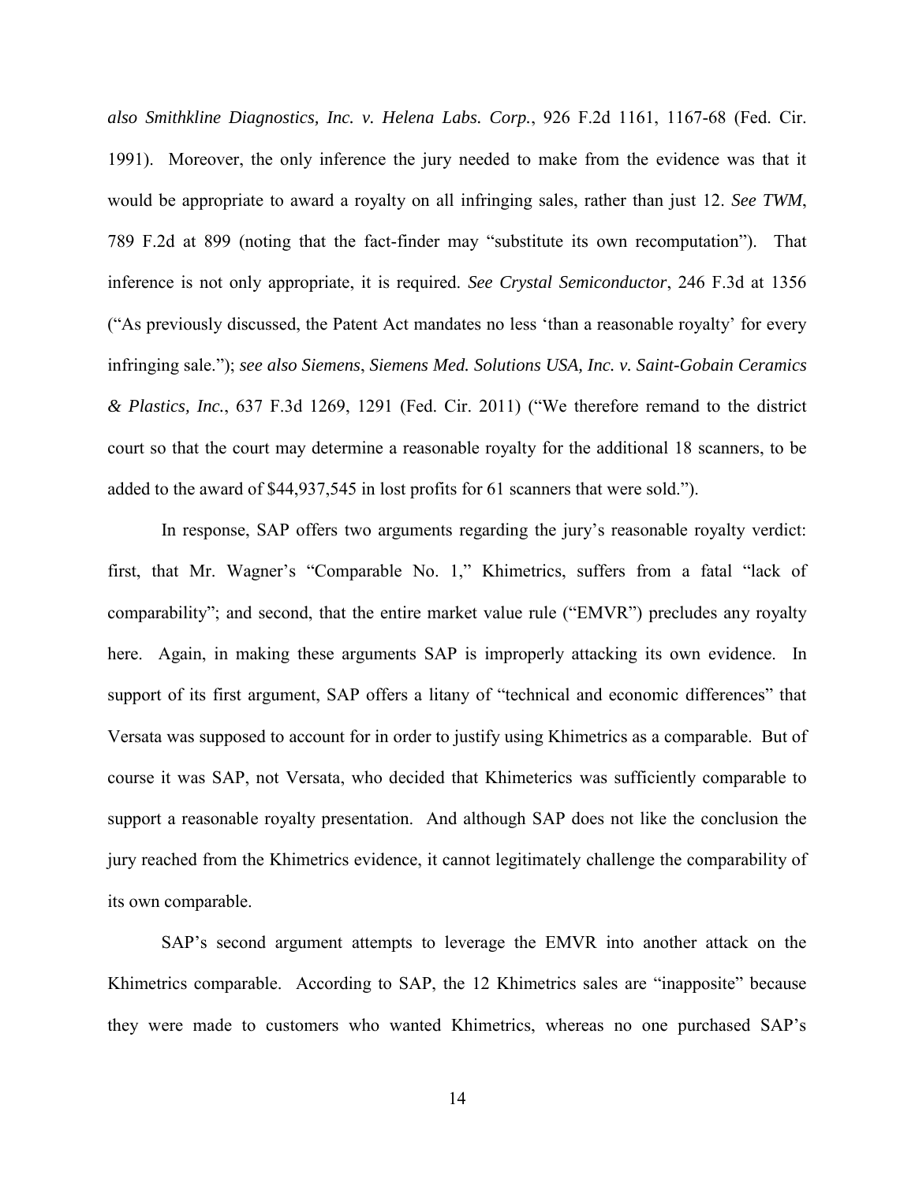*also Smithkline Diagnostics, Inc. v. Helena Labs. Corp.*, 926 F.2d 1161, 1167-68 (Fed. Cir. 1991). Moreover, the only inference the jury needed to make from the evidence was that it would be appropriate to award a royalty on all infringing sales, rather than just 12. *See TWM*, 789 F.2d at 899 (noting that the fact-finder may "substitute its own recomputation"). That inference is not only appropriate, it is required. *See Crystal Semiconductor*, 246 F.3d at 1356 ("As previously discussed, the Patent Act mandates no less 'than a reasonable royalty' for every infringing sale."); *see also Siemens*, *Siemens Med. Solutions USA, Inc. v. Saint-Gobain Ceramics & Plastics, Inc.*, 637 F.3d 1269, 1291 (Fed. Cir. 2011) ("We therefore remand to the district court so that the court may determine a reasonable royalty for the additional 18 scanners, to be added to the award of $44,937,545 in lost profits for 61 scanners that were sold.").

In response, SAP offers two arguments regarding the jury's reasonable royalty verdict: first, that Mr. Wagner's "Comparable No. 1," Khimetrics, suffers from a fatal "lack of comparability"; and second, that the entire market value rule ("EMVR") precludes any royalty here. Again, in making these arguments SAP is improperly attacking its own evidence. In support of its first argument, SAP offers a litany of "technical and economic differences" that Versata was supposed to account for in order to justify using Khimetrics as a comparable. But of course it was SAP, not Versata, who decided that Khimeterics was sufficiently comparable to support a reasonable royalty presentation. And although SAP does not like the conclusion the jury reached from the Khimetrics evidence, it cannot legitimately challenge the comparability of its own comparable.

SAP's second argument attempts to leverage the EMVR into another attack on the Khimetrics comparable. According to SAP, the 12 Khimetrics sales are "inapposite" because they were made to customers who wanted Khimetrics, whereas no one purchased SAP's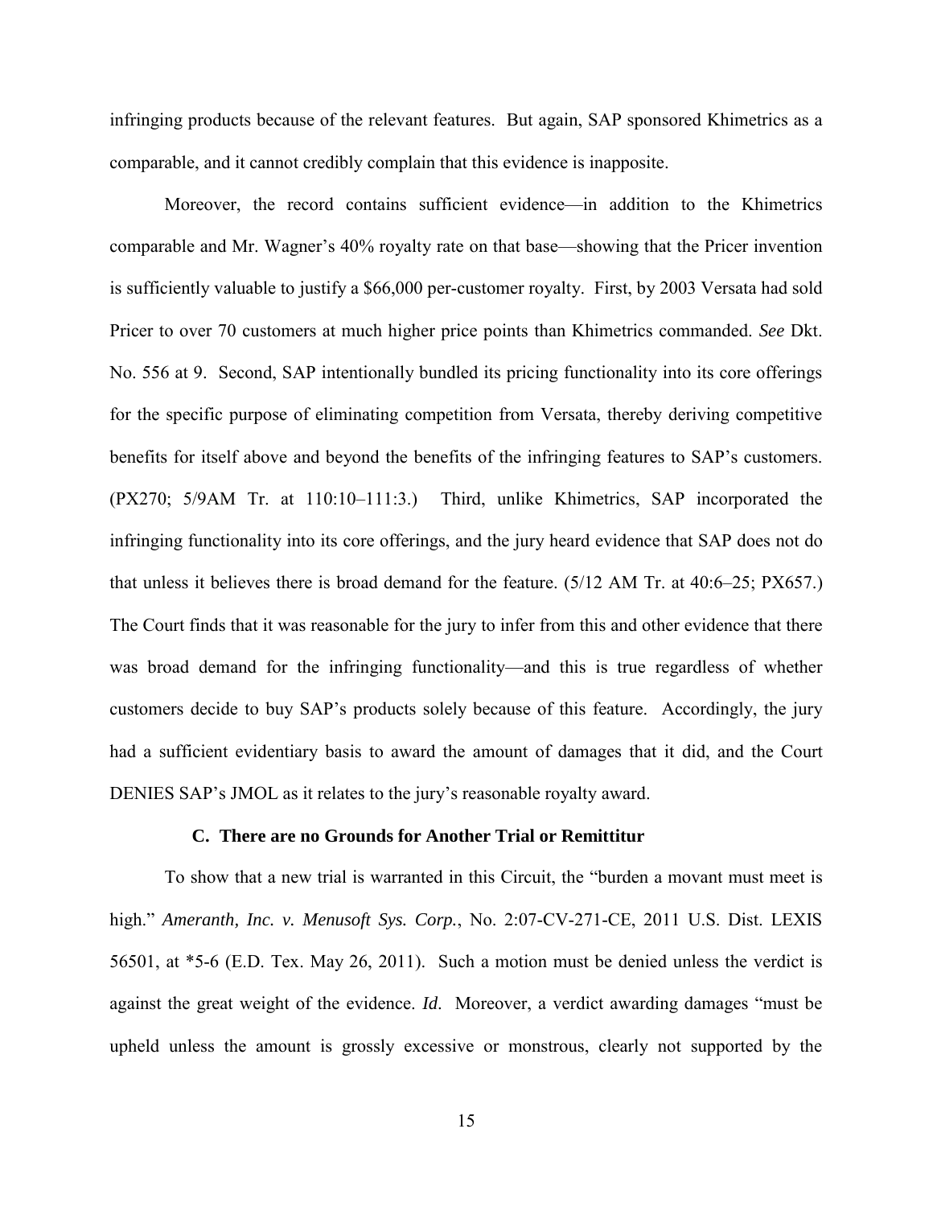infringing products because of the relevant features. But again, SAP sponsored Khimetrics as a comparable, and it cannot credibly complain that this evidence is inapposite.

Moreover, the record contains sufficient evidence—in addition to the Khimetrics comparable and Mr. Wagner's 40% royalty rate on that base—showing that the Pricer invention is sufficiently valuable to justify a $66,000 per-customer royalty. First, by 2003 Versata had sold Pricer to over 70 customers at much higher price points than Khimetrics commanded. *See* Dkt. No. 556 at 9. Second, SAP intentionally bundled its pricing functionality into its core offerings for the specific purpose of eliminating competition from Versata, thereby deriving competitive benefits for itself above and beyond the benefits of the infringing features to SAP's customers. (PX270; 5/9AM Tr. at 110:10–111:3.) Third, unlike Khimetrics, SAP incorporated the infringing functionality into its core offerings, and the jury heard evidence that SAP does not do that unless it believes there is broad demand for the feature. (5/12 AM Tr. at 40:6–25; PX657.) The Court finds that it was reasonable for the jury to infer from this and other evidence that there was broad demand for the infringing functionality—and this is true regardless of whether customers decide to buy SAP's products solely because of this feature. Accordingly, the jury had a sufficient evidentiary basis to award the amount of damages that it did, and the Court DENIES SAP's JMOL as it relates to the jury's reasonable royalty award.

### C. There are no Grounds for Another Trial or Remittitur

To show that a new trial is warranted in this Circuit, the "burden a movant must meet is high." *Ameranth, Inc. v. Menusoft Sys. Corp.*, No. 2:07-CV-271-CE, 2011 U.S. Dist. LEXIS 56501, at *5-6 (E.D. Tex. May 26, 2011). Such a motion must be denied unless the verdict is against the great weight of the evidence. *Id*. Moreover, a verdict awarding damages "must be upheld unless the amount is grossly excessive or monstrous, clearly not supported by the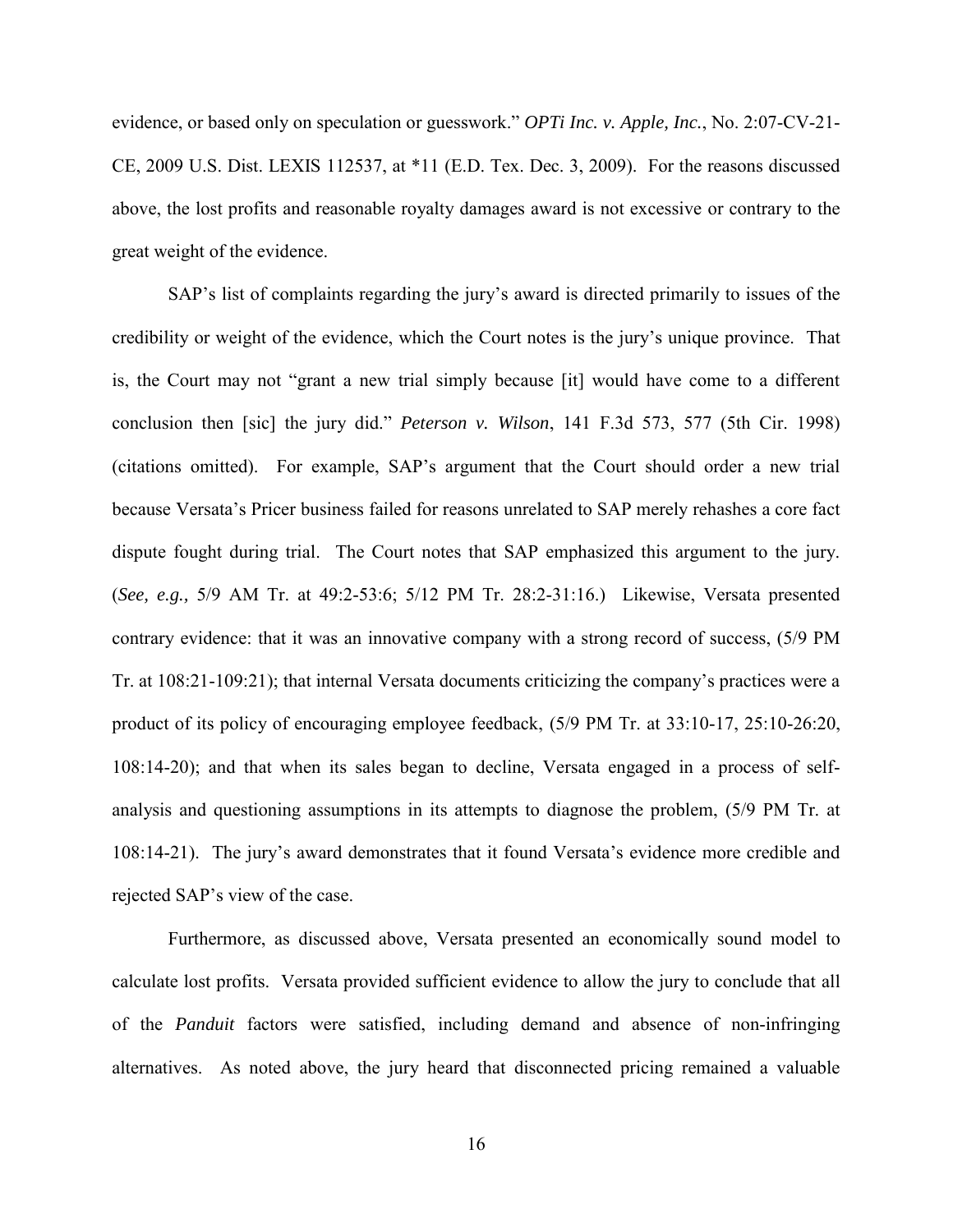evidence, or based only on speculation or guesswork." *OPTi Inc. v. Apple, Inc.*, No. 2:07-CV-21-CE, 2009 U.S. Dist. LEXIS 112537, at *11 (E.D. Tex. Dec. 3, 2009). For the reasons discussed above, the lost profits and reasonable royalty damages award is not excessive or contrary to the great weight of the evidence.

SAP's list of complaints regarding the jury's award is directed primarily to issues of the credibility or weight of the evidence, which the Court notes is the jury's unique province. That is, the Court may not "grant a new trial simply because [it] would have come to a different conclusion then [sic] the jury did." *Peterson v. Wilson*, 141 F.3d 573, 577 (5th Cir. 1998) (citations omitted). For example, SAP's argument that the Court should order a new trial because Versata's Pricer business failed for reasons unrelated to SAP merely rehashes a core fact dispute fought during trial. The Court notes that SAP emphasized this argument to the jury. (*See, e.g.,* 5/9 AM Tr. at 49:2-53:6; 5/12 PM Tr. 28:2-31:16.) Likewise, Versata presented contrary evidence: that it was an innovative company with a strong record of success, (5/9 PM Tr. at 108:21-109:21); that internal Versata documents criticizing the company's practices were a product of its policy of encouraging employee feedback, (5/9 PM Tr. at 33:10-17, 25:10-26:20, 108:14-20); and that when its sales began to decline, Versata engaged in a process of self-analysis and questioning assumptions in its attempts to diagnose the problem, (5/9 PM Tr. at 108:14-21). The jury's award demonstrates that it found Versata's evidence more credible and rejected SAP's view of the case.

Furthermore, as discussed above, Versata presented an economically sound model to calculate lost profits. Versata provided sufficient evidence to allow the jury to conclude that all of the *Panduit* factors were satisfied, including demand and absence of non-infringing alternatives. As noted above, the jury heard that disconnected pricing remained a valuable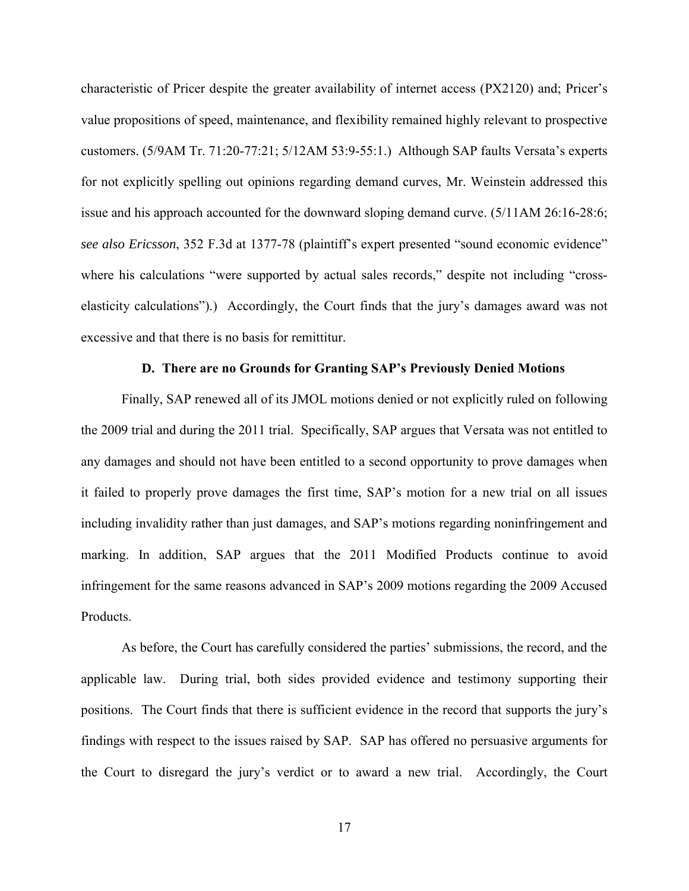characteristic of Pricer despite the greater availability of internet access (PX2120) and; Pricer's value propositions of speed, maintenance, and flexibility remained highly relevant to prospective customers. (5/9AM Tr. 71:20-77:21; 5/12AM 53:9-55:1.) Although SAP faults Versata's experts for not explicitly spelling out opinions regarding demand curves, Mr. Weinstein addressed this issue and his approach accounted for the downward sloping demand curve. (5/11AM 26:16-28:6; *see also Ericsson*, 352 F.3d at 1377-78 (plaintiff's expert presented "sound economic evidence" where his calculations "were supported by actual sales records," despite not including "cross-elasticity calculations").) Accordingly, the Court finds that the jury's damages award was not excessive and that there is no basis for remittitur.

### D. There are no Grounds for Granting SAP's Previously Denied Motions

Finally, SAP renewed all of its JMOL motions denied or not explicitly ruled on following the 2009 trial and during the 2011 trial. Specifically, SAP argues that Versata was not entitled to any damages and should not have been entitled to a second opportunity to prove damages when it failed to properly prove damages the first time, SAP's motion for a new trial on all issues including invalidity rather than just damages, and SAP's motions regarding noninfringement and marking. In addition, SAP argues that the 2011 Modified Products continue to avoid infringement for the same reasons advanced in SAP's 2009 motions regarding the 2009 Accused Products.

As before, the Court has carefully considered the parties' submissions, the record, and the applicable law. During trial, both sides provided evidence and testimony supporting their positions. The Court finds that there is sufficient evidence in the record that supports the jury's findings with respect to the issues raised by SAP. SAP has offered no persuasive arguments for the Court to disregard the jury's verdict or to award a new trial. Accordingly, the Court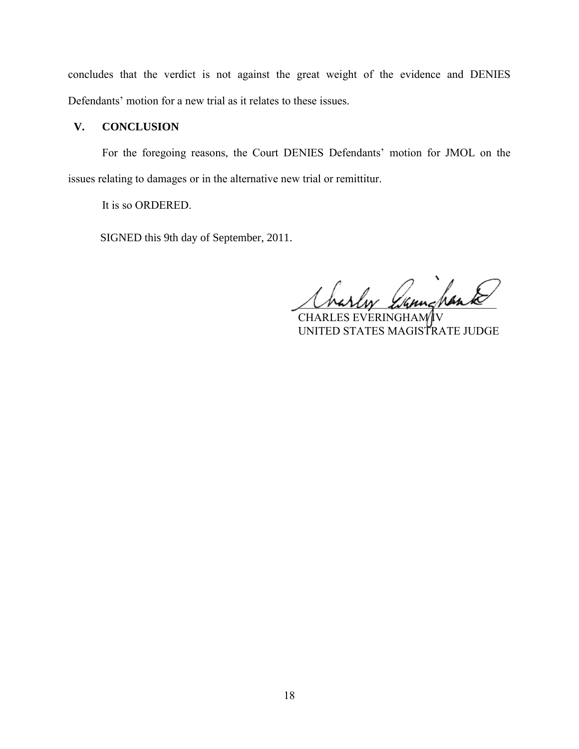concludes that the verdict is not against the great weight of the evidence and DENIES Defendants' motion for a new trial as it relates to these issues.

## V. CONCLUSION

For the foregoing reasons, the Court DENIES Defendants' motion for JMOL on the issues relating to damages or in the alternative new trial or remittitur.

It is so ORDERED.

SIGNED this 9th day of September, 2011.

CHARLES EVERINGHAM IV
UNITED STATES MAGISTRATE JUDGE